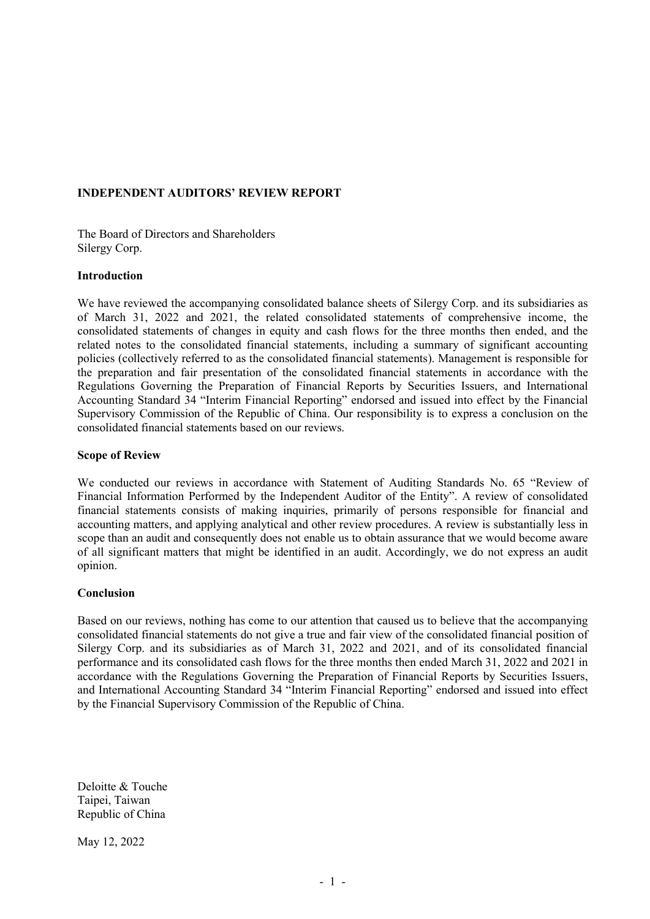## INDEPENDENT AUDITORS' REVIEW REPORT

The Board of Directors and Shareholders
Silergy Corp.

### Introduction

We have reviewed the accompanying consolidated balance sheets of Silergy Corp. and its subsidiaries as of March 31, 2022 and 2021, the related consolidated statements of comprehensive income, the consolidated statements of changes in equity and cash flows for the three months then ended, and the related notes to the consolidated financial statements, including a summary of significant accounting policies (collectively referred to as the consolidated financial statements). Management is responsible for the preparation and fair presentation of the consolidated financial statements in accordance with the Regulations Governing the Preparation of Financial Reports by Securities Issuers, and International Accounting Standard 34 "Interim Financial Reporting" endorsed and issued into effect by the Financial Supervisory Commission of the Republic of China. Our responsibility is to express a conclusion on the consolidated financial statements based on our reviews.

### Scope of Review

We conducted our reviews in accordance with Statement of Auditing Standards No. 65 "Review of Financial Information Performed by the Independent Auditor of the Entity". A review of consolidated financial statements consists of making inquiries, primarily of persons responsible for financial and accounting matters, and applying analytical and other review procedures. A review is substantially less in scope than an audit and consequently does not enable us to obtain assurance that we would become aware of all significant matters that might be identified in an audit. Accordingly, we do not express an audit opinion.

### Conclusion

Based on our reviews, nothing has come to our attention that caused us to believe that the accompanying consolidated financial statements do not give a true and fair view of the consolidated financial position of Silergy Corp. and its subsidiaries as of March 31, 2022 and 2021, and of its consolidated financial performance and its consolidated cash flows for the three months then ended March 31, 2022 and 2021 in accordance with the Regulations Governing the Preparation of Financial Reports by Securities Issuers, and International Accounting Standard 34 "Interim Financial Reporting" endorsed and issued into effect by the Financial Supervisory Commission of the Republic of China.

Deloitte & Touche
Taipei, Taiwan
Republic of China

May 12, 2022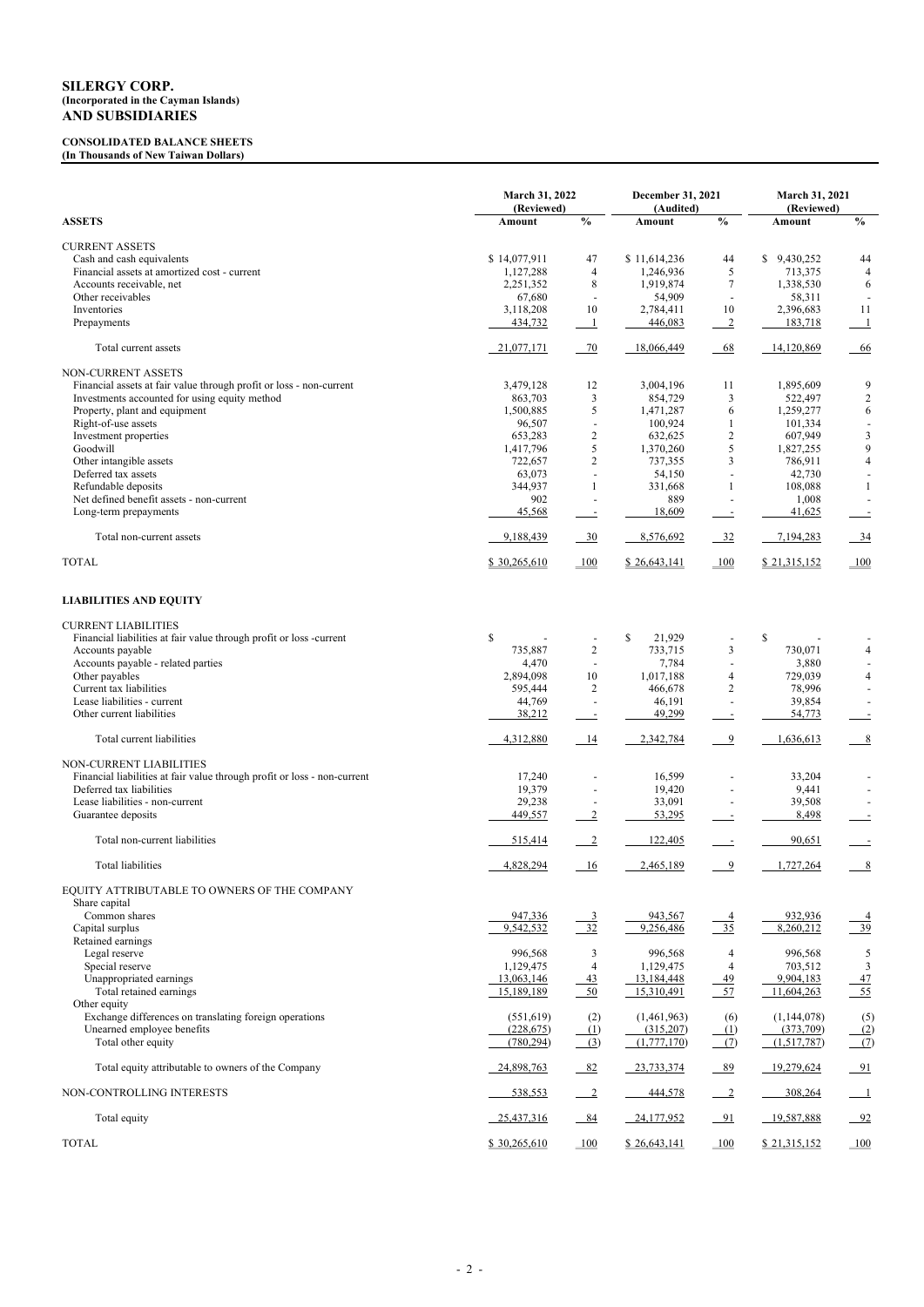# SILERGY CORP.
**(Incorporated in the Cayman Islands)**
**AND SUBSIDIARIES**

**CONSOLIDATED BALANCE SHEETS**
**(In Thousands of New Taiwan Dollars)**

| | March 31, 2022 (Reviewed) | | December 31, 2021 (Audited) | | March 31, 2021 (Reviewed) | |
|---|---|---|---|---|---|---|
| **ASSETS** | **Amount** | **%** | **Amount** | **%** | **Amount** | **%** |
| CURRENT ASSETS | | | | | | |
| Cash and cash equivalents | $ 14,077,911 | 47 | $ 11,614,236 | 44 | $ 9,430,252 | 44 |
| Financial assets at amortized cost - current | 1,127,288 | 4 | 1,246,936 | 5 | 713,375 | 4 |
| Accounts receivable, net | 2,251,352 | 8 | 1,919,874 | 7 | 1,338,530 | 6 |
| Other receivables | 67,680 | - | 54,909 | - | 58,311 | - |
| Inventories | 3,118,208 | 10 | 2,784,411 | 10 | 2,396,683 | 11 |
| Prepayments | 434,732 | 1 | 446,083 | 2 | 183,718 | 1 |
| Total current assets | 21,077,171 | 70 | 18,066,449 | 68 | 14,120,869 | 66 |
| NON-CURRENT ASSETS | | | | | | |
| Financial assets at fair value through profit or loss - non-current | 3,479,128 | 12 | 3,004,196 | 11 | 1,895,609 | 9 |
| Investments accounted for using equity method | 863,703 | 3 | 854,729 | 3 | 522,497 | 2 |
| Property, plant and equipment | 1,500,885 | 5 | 1,471,287 | 6 | 1,259,277 | 6 |
| Right-of-use assets | 96,507 | - | 100,924 | 1 | 101,334 | - |
| Investment properties | 653,283 | 2 | 632,625 | 2 | 607,949 | 3 |
| Goodwill | 1,417,796 | 5 | 1,370,260 | 5 | 1,827,255 | 9 |
| Other intangible assets | 722,657 | 2 | 737,355 | 3 | 786,911 | 4 |
| Deferred tax assets | 63,073 | - | 54,150 | - | 42,730 | - |
| Refundable deposits | 344,937 | 1 | 331,668 | 1 | 108,088 | 1 |
| Net defined benefit assets - non-current | 902 | - | 889 | - | 1,008 | - |
| Long-term prepayments | 45,568 | - | 18,609 | - | 41,625 | - |
| Total non-current assets | 9,188,439 | 30 | 8,576,692 | 32 | 7,194,283 | 34 |
| TOTAL | $ 30,265,610 | 100 | $ 26,643,141 | 100 | $ 21,315,152 | 100 |
| **LIABILITIES AND EQUITY** | | | | | | |
| CURRENT LIABILITIES | | | | | | |
| Financial liabilities at fair value through profit or loss -current | $ - | - | $ 21,929 | - | $ - | - |
| Accounts payable | 735,887 | 2 | 733,715 | 3 | 730,071 | 4 |
| Accounts payable - related parties | 4,470 | - | 7,784 | - | 3,880 | - |
| Other payables | 2,894,098 | 10 | 1,017,188 | 4 | 729,039 | 4 |
| Current tax liabilities | 595,444 | 2 | 466,678 | 2 | 78,996 | - |
| Lease liabilities - current | 44,769 | - | 46,191 | - | 39,854 | - |
| Other current liabilities | 38,212 | - | 49,299 | - | 54,773 | - |
| Total current liabilities | 4,312,880 | 14 | 2,342,784 | 9 | 1,636,613 | 8 |
| NON-CURRENT LIABILITIES | | | | | | |
| Financial liabilities at fair value through profit or loss - non-current | 17,240 | - | 16,599 | - | 33,204 | - |
| Deferred tax liabilities | 19,379 | - | 19,420 | - | 9,441 | - |
| Lease liabilities - non-current | 29,238 | - | 33,091 | - | 39,508 | - |
| Guarantee deposits | 449,557 | 2 | 53,295 | - | 8,498 | - |
| Total non-current liabilities | 515,414 | 2 | 122,405 | - | 90,651 | - |
| Total liabilities | 4,828,294 | 16 | 2,465,189 | 9 | 1,727,264 | 8 |
| EQUITY ATTRIBUTABLE TO OWNERS OF THE COMPANY | | | | | | |
| Share capital | | | | | | |
| Common shares | 947,336 | 3 | 943,567 | 4 | 932,936 | 4 |
| Capital surplus | 9,542,532 | 32 | 9,256,486 | 35 | 8,260,212 | 39 |
| Retained earnings | | | | | | |
| Legal reserve | 996,568 | 3 | 996,568 | 4 | 996,568 | 5 |
| Special reserve | 1,129,475 | 4 | 1,129,475 | 4 | 703,512 | 3 |
| Unappropriated earnings | 13,063,146 | 43 | 13,184,448 | 49 | 9,904,183 | 47 |
| Total retained earnings | 15,189,189 | 50 | 15,310,491 | 57 | 11,604,263 | 55 |
| Other equity | | | | | | |
| Exchange differences on translating foreign operations | (551,619) | (2) | (1,461,963) | (6) | (1,144,078) | (5) |
| Unearned employee benefits | (228,675) | (1) | (315,207) | (1) | (373,709) | (2) |
| Total other equity | (780,294) | (3) | (1,777,170) | (7) | (1,517,787) | (7) |
| Total equity attributable to owners of the Company | 24,898,763 | 82 | 23,733,374 | 89 | 19,279,624 | 91 |
| NON-CONTROLLING INTERESTS | 538,553 | 2 | 444,578 | 2 | 308,264 | 1 |
| Total equity | 25,437,316 | 84 | 24,177,952 | 91 | 19,587,888 | 92 |
| TOTAL | $ 30,265,610 | 100 | $ 26,643,141 | 100 | $ 21,315,152 | 100 |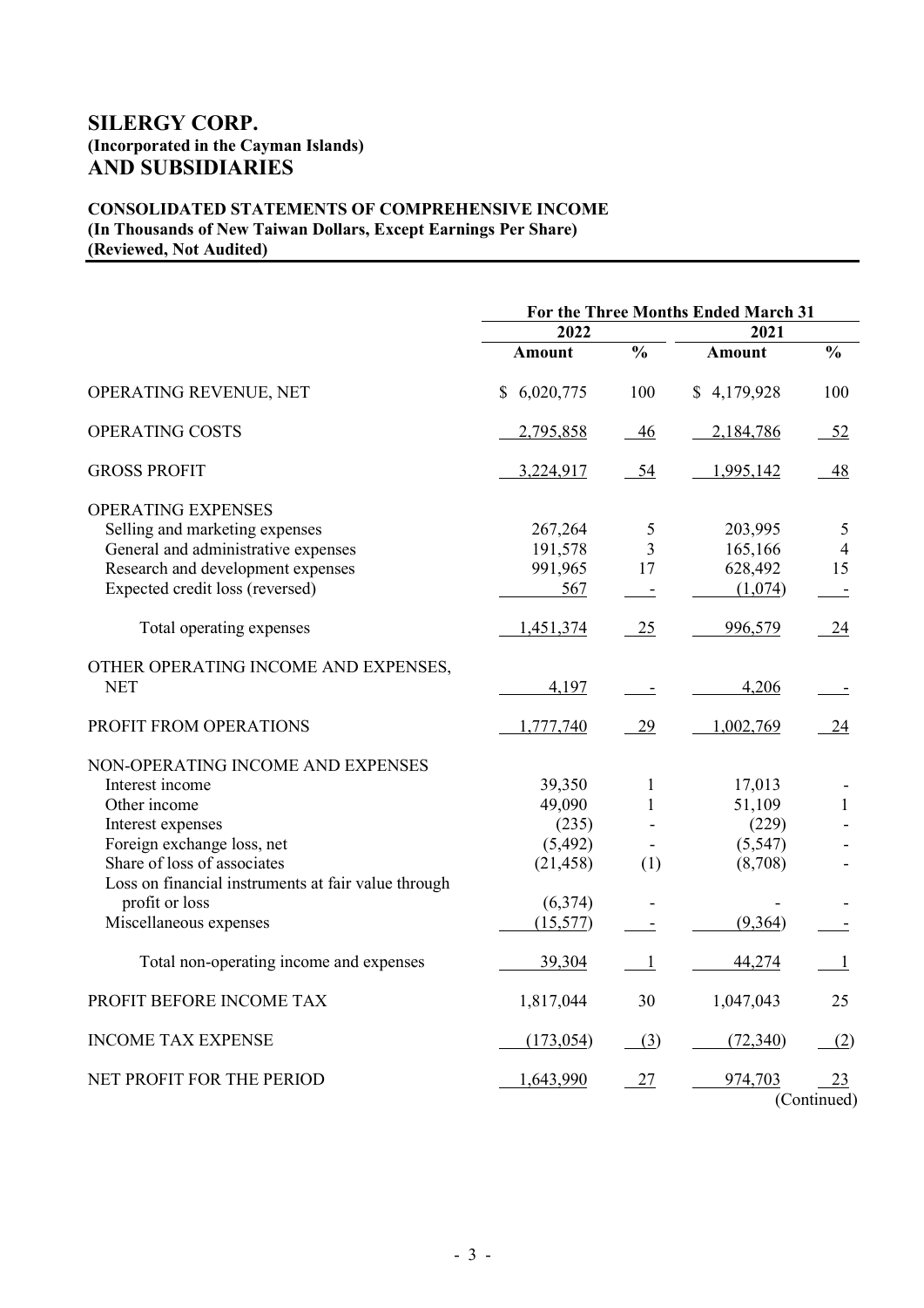# SILERGY CORP.
**(Incorporated in the Cayman Islands)**
## AND SUBSIDIARIES

**CONSOLIDATED STATEMENTS OF COMPREHENSIVE INCOME**
**(In Thousands of New Taiwan Dollars, Except Earnings Per Share)**
**(Reviewed, Not Audited)**

| | For the Three Months Ended March 31 | | | |
|---|---|---|---|---|
| | 2022 | | 2021 | |
| | Amount | % | Amount | % |
| OPERATING REVENUE, NET | $ 6,020,775 | 100 | $ 4,179,928 | 100 |
| OPERATING COSTS | 2,795,858 | 46 | 2,184,786 | 52 |
| GROSS PROFIT | 3,224,917 | 54 | 1,995,142 | 48 |
| OPERATING EXPENSES | | | | |
| Selling and marketing expenses | 267,264 | 5 | 203,995 | 5 |
| General and administrative expenses | 191,578 | 3 | 165,166 | 4 |
| Research and development expenses | 991,965 | 17 | 628,492 | 15 |
| Expected credit loss (reversed) | 567 | - | (1,074) | - |
| Total operating expenses | 1,451,374 | 25 | 996,579 | 24 |
| OTHER OPERATING INCOME AND EXPENSES, NET | 4,197 | - | 4,206 | - |
| PROFIT FROM OPERATIONS | 1,777,740 | 29 | 1,002,769 | 24 |
| NON-OPERATING INCOME AND EXPENSES | | | | |
| Interest income | 39,350 | 1 | 17,013 | - |
| Other income | 49,090 | 1 | 51,109 | 1 |
| Interest expenses | (235) | - | (229) | - |
| Foreign exchange loss, net | (5,492) | - | (5,547) | - |
| Share of loss of associates | (21,458) | (1) | (8,708) | - |
| Loss on financial instruments at fair value through profit or loss | (6,374) | - | - | - |
| Miscellaneous expenses | (15,577) | - | (9,364) | - |
| Total non-operating income and expenses | 39,304 | 1 | 44,274 | 1 |
| PROFIT BEFORE INCOME TAX | 1,817,044 | 30 | 1,047,043 | 25 |
| INCOME TAX EXPENSE | (173,054) | (3) | (72,340) | (2) |
| NET PROFIT FOR THE PERIOD | 1,643,990 | 27 | 974,703 | 23 |

(Continued)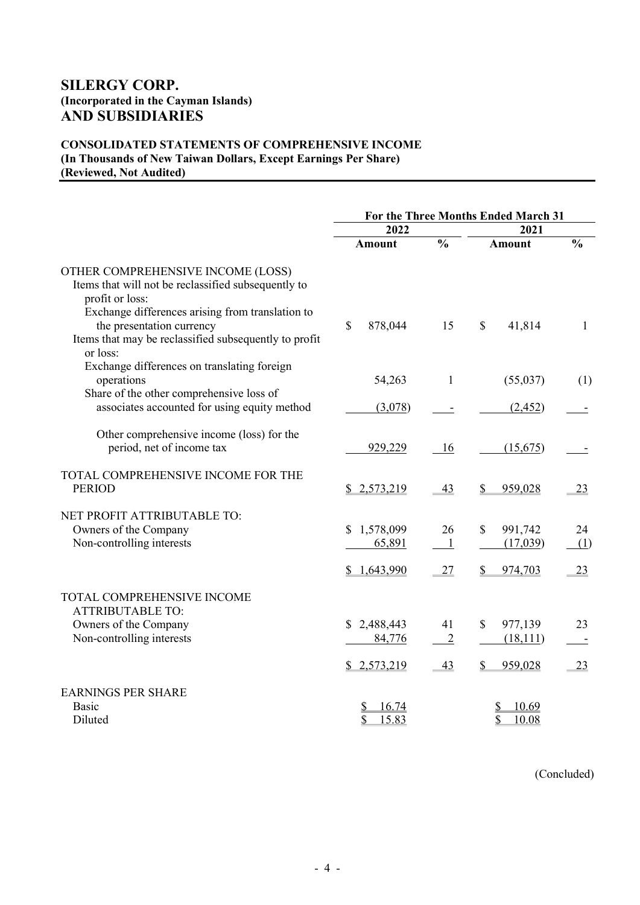# SILERGY CORP.
### (Incorporated in the Cayman Islands)
## AND SUBSIDIARIES

**CONSOLIDATED STATEMENTS OF COMPREHENSIVE INCOME**
**(In Thousands of New Taiwan Dollars, Except Earnings Per Share)**
**(Reviewed, Not Audited)**

| | For the Three Months Ended March 31 | | | |
|---|---|---|---|---|
| | 2022 | | 2021 | |
| | Amount | % | Amount | % |
| OTHER COMPREHENSIVE INCOME (LOSS) | | | | |
| Items that will not be reclassified subsequently to profit or loss: | | | | |
| Exchange differences arising from translation to the presentation currency | $ 878,044 | 15 | $ 41,814 | 1 |
| Items that may be reclassified subsequently to profit or loss: | | | | |
| Exchange differences on translating foreign operations | 54,263 | 1 | (55,037) | (1) |
| Share of the other comprehensive loss of associates accounted for using equity method | (3,078) | - | (2,452) | - |
| Other comprehensive income (loss) for the period, net of income tax | 929,229 | 16 | (15,675) | - |
| TOTAL COMPREHENSIVE INCOME FOR THE PERIOD | $ 2,573,219 | 43 | $ 959,028 | 23 |
| NET PROFIT ATTRIBUTABLE TO: | | | | |
| Owners of the Company | $ 1,578,099 | 26 | $ 991,742 | 24 |
| Non-controlling interests | 65,891 | 1 | (17,039) | (1) |
| | $ 1,643,990 | 27 | $ 974,703 | 23 |
| TOTAL COMPREHENSIVE INCOME ATTRIBUTABLE TO: | | | | |
| Owners of the Company | $ 2,488,443 | 41 | $ 977,139 | 23 |
| Non-controlling interests | 84,776 | 2 | (18,111) | - |
| | $ 2,573,219 | 43 | $ 959,028 | 23 |
| EARNINGS PER SHARE | | | | |
| Basic | $ 16.74 | | $ 10.69 | |
| Diluted | $ 15.83 | | $ 10.08 | |

(Concluded)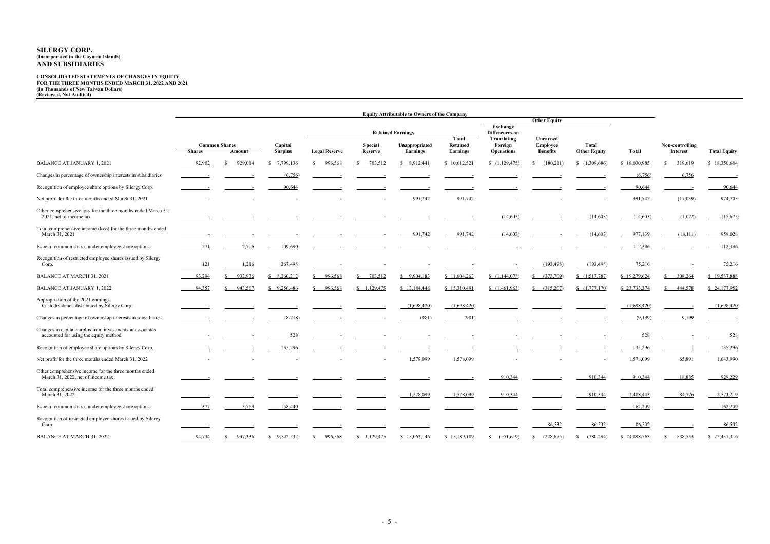**SILERGY CORP.**
**(Incorporated in the Cayman Islands)**
**AND SUBSIDIARIES**

**CONSOLIDATED STATEMENTS OF CHANGES IN EQUITY**
**FOR THE THREE MONTHS ENDED MARCH 31, 2022 AND 2021**
**(In Thousands of New Taiwan Dollars)**
**(Reviewed, Not Audited)**

| | Equity Attributable to Owners of the Company | | | | | | | | | | | | | |
|---|---|---|---|---|---|---|---|---|---|---|---|---|---|---|
| | | | | Retained Earnings | | | | Other Equity | | | | | | |
| | Common Shares | | Capital Surplus | Legal Reserve | Special Reserve | Unappropriated Earnings | Total Retained Earnings | Exchange Differences on Translating Foreign Operations | Unearned Employee Benefits | Total Other Equity | Total | Non-controlling Interest | Total Equity |
| | Shares | Amount | | | | | | | | | | | |
| BALANCE AT JANUARY 1, 2021 | 92,902 | $ 929,014 | $ 7,799,136 | $ 996,568 | $ 703,512 | $ 8,912,441 | $ 10,612,521 | $ (1,129,475) | $ (180,211) | $ (1,309,686) | $ 18,030,985 | $ 319,619 | $ 18,350,604 |
| Changes in percentage of ownership interests in subsidiaries | - | - | (6,756) | - | - | - | - | - | - | - | (6,756) | 6,756 | - |
| Recognition of employee share options by Silergy Corp. | - | - | 90,644 | - | - | - | - | - | - | - | 90,644 | - | 90,644 |
| Net profit for the three months ended March 31, 2021 | - | - | - | - | - | 991,742 | 991,742 | - | - | - | 991,742 | (17,039) | 974,703 |
| Other comprehensive loss for the three months ended March 31, 2021, net of income tax | - | - | - | - | - | - | - | (14,603) | - | (14,603) | (14,603) | (1,072) | (15,675) |
| Total comprehensive income (loss) for the three months ended March 31, 2021 | - | - | - | - | - | 991,742 | 991,742 | (14,603) | - | (14,603) | 977,139 | (18,111) | 959,028 |
| Issue of common shares under employee share options | 271 | 2,706 | 109,690 | - | - | - | - | - | - | - | 112,396 | - | 112,396 |
| Recognition of restricted employee shares issued by Silergy Corp. | 121 | 1,216 | 267,498 | - | - | - | - | - | (193,498) | (193,498) | 75,216 | - | 75,216 |
| BALANCE AT MARCH 31, 2021 | 93,294 | $ 932,936 | $ 8,260,212 | $ 996,568 | $ 703,512 | $ 9,904,183 | $ 11,604,263 | $ (1,144,078) | $ (373,709) | $ (1,517,787) | $ 19,279,624 | $ 308,264 | $ 19,587,888 |
| BALANCE AT JANUARY 1, 2022 | 94,357 | $ 943,567 | $ 9,256,486 | $ 996,568 | $ 1,129,475 | $ 13,184,448 | $ 15,310,491 | $ (1,461,963) | $ (315,207) | $ (1,777,170) | $ 23,733,374 | $ 444,578 | $ 24,177,952 |
| Appropriation of the 2021 earnings Cash dividends distributed by Silergy Corp. | - | - | - | - | - | (1,698,420) | (1,698,420) | - | - | - | (1,698,420) | - | (1,698,420) |
| Changes in percentage of ownership interests in subsidiaries | - | - | (8,218) | - | - | (981) | (981) | - | - | - | (9,199) | 9,199 | - |
| Changes in capital surplus from investments in associates accounted for using the equity method | - | - | 528 | - | - | - | - | - | - | - | 528 | - | 528 |
| Recognition of employee share options by Silergy Corp. | - | - | 135,296 | - | - | - | - | - | - | - | 135,296 | - | 135,296 |
| Net profit for the three months ended March 31, 2022 | - | - | - | - | - | 1,578,099 | 1,578,099 | - | - | - | 1,578,099 | 65,891 | 1,643,990 |
| Other comprehensive income for the three months ended March 31, 2022, net of income tax | - | - | - | - | - | - | - | 910,344 | - | 910,344 | 910,344 | 18,885 | 929,229 |
| Total comprehensive income for the three months ended March 31, 2022 | - | - | - | - | - | 1,578,099 | 1,578,099 | 910,344 | - | 910,344 | 2,488,443 | 84,776 | 2,573,219 |
| Issue of common shares under employee share options | 377 | 3,769 | 158,440 | - | - | - | - | - | - | - | 162,209 | - | 162,209 |
| Recognition of restricted employee shares issued by Silergy Corp. | - | - | - | - | - | - | - | - | 86,532 | 86,532 | 86,532 | - | 86,532 |
| BALANCE AT MARCH 31, 2022 | 94,734 | $ 947,336 | $ 9,542,532 | $ 996,568 | $ 1,129,475 | $ 13,063,146 | $ 15,189,189 | $ (551,619) | $ (228,675) | $ (780,294) | $ 24,898,763 | $ 538,553 | $ 25,437,316 |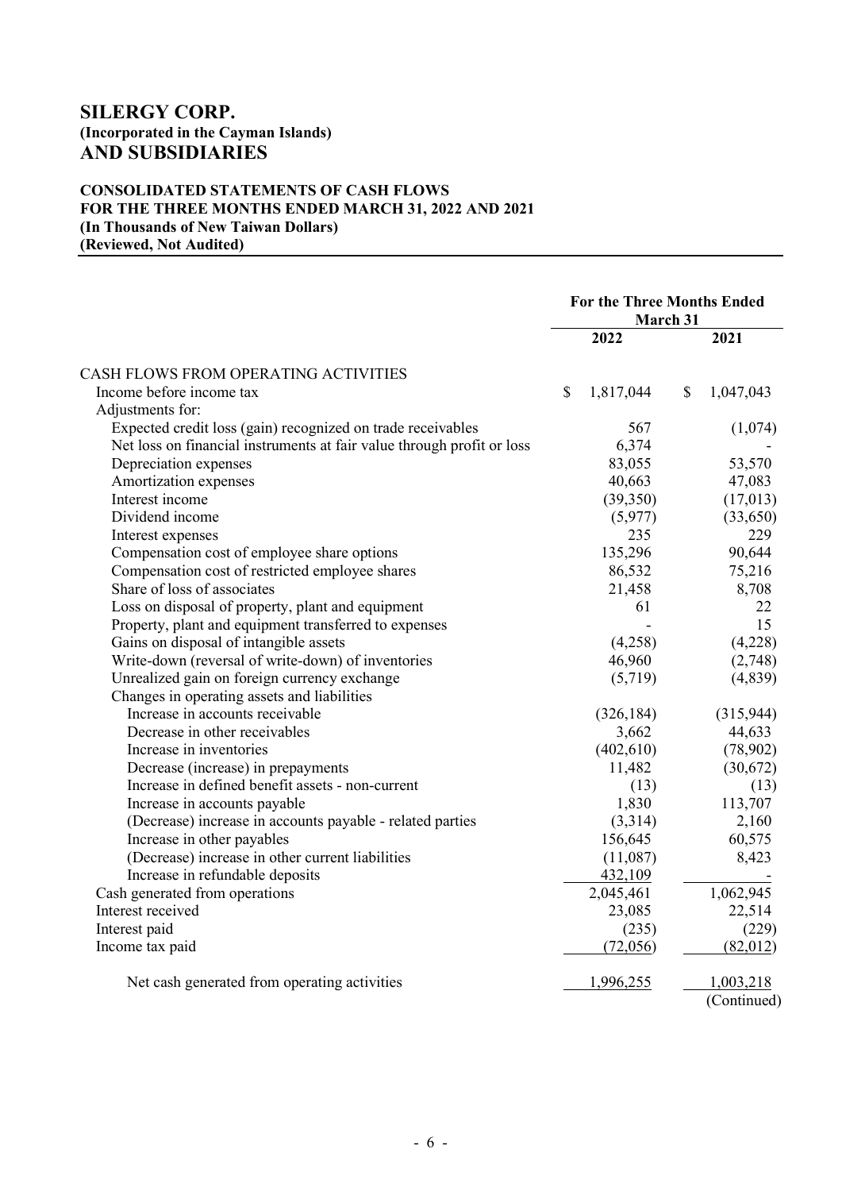# SILERGY CORP.
**(Incorporated in the Cayman Islands)**
## AND SUBSIDIARIES

**CONSOLIDATED STATEMENTS OF CASH FLOWS**
**FOR THE THREE MONTHS ENDED MARCH 31, 2022 AND 2021**
**(In Thousands of New Taiwan Dollars)**
**(Reviewed, Not Audited)**

| | For the Three Months Ended March 31 | |
|---|---|---|
| | 2022 | 2021 |
| CASH FLOWS FROM OPERATING ACTIVITIES | | |
| Income before income tax | $ 1,817,044 | $ 1,047,043 |
| Adjustments for: | | |
| Expected credit loss (gain) recognized on trade receivables | 567 | (1,074) |
| Net loss on financial instruments at fair value through profit or loss | 6,374 | - |
| Depreciation expenses | 83,055 | 53,570 |
| Amortization expenses | 40,663 | 47,083 |
| Interest income | (39,350) | (17,013) |
| Dividend income | (5,977) | (33,650) |
| Interest expenses | 235 | 229 |
| Compensation cost of employee share options | 135,296 | 90,644 |
| Compensation cost of restricted employee shares | 86,532 | 75,216 |
| Share of loss of associates | 21,458 | 8,708 |
| Loss on disposal of property, plant and equipment | 61 | 22 |
| Property, plant and equipment transferred to expenses | - | 15 |
| Gains on disposal of intangible assets | (4,258) | (4,228) |
| Write-down (reversal of write-down) of inventories | 46,960 | (2,748) |
| Unrealized gain on foreign currency exchange | (5,719) | (4,839) |
| Changes in operating assets and liabilities | | |
| Increase in accounts receivable | (326,184) | (315,944) |
| Decrease in other receivables | 3,662 | 44,633 |
| Increase in inventories | (402,610) | (78,902) |
| Decrease (increase) in prepayments | 11,482 | (30,672) |
| Increase in defined benefit assets - non-current | (13) | (13) |
| Increase in accounts payable | 1,830 | 113,707 |
| (Decrease) increase in accounts payable - related parties | (3,314) | 2,160 |
| Increase in other payables | 156,645 | 60,575 |
| (Decrease) increase in other current liabilities | (11,087) | 8,423 |
| Increase in refundable deposits | 432,109 | - |
| Cash generated from operations | 2,045,461 | 1,062,945 |
| Interest received | 23,085 | 22,514 |
| Interest paid | (235) | (229) |
| Income tax paid | (72,056) | (82,012) |
| Net cash generated from operating activities | 1,996,255 | 1,003,218 |

(Continued)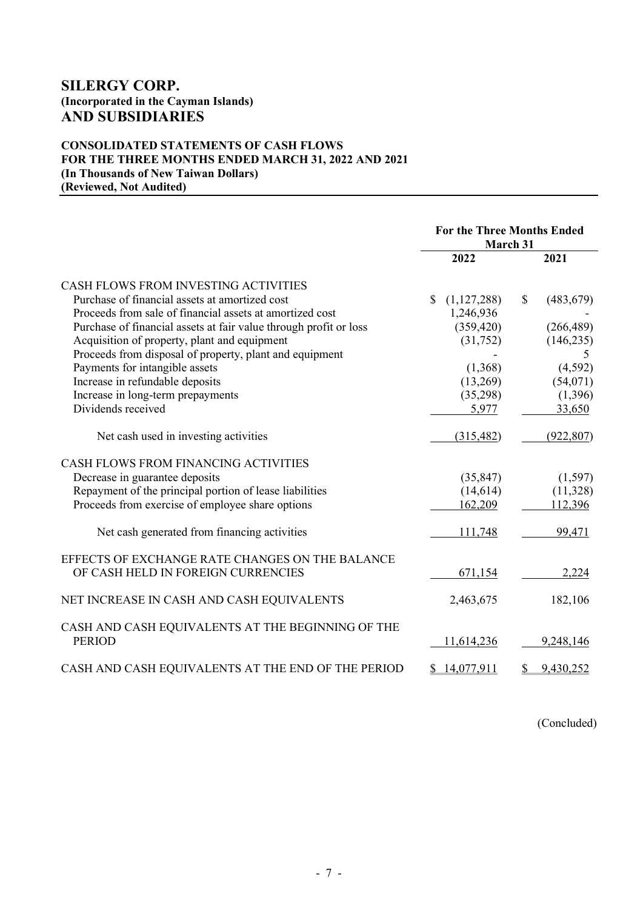# SILERGY CORP.
**(Incorporated in the Cayman Islands)**
## AND SUBSIDIARIES

**CONSOLIDATED STATEMENTS OF CASH FLOWS**
**FOR THE THREE MONTHS ENDED MARCH 31, 2022 AND 2021**
**(In Thousands of New Taiwan Dollars)**
**(Reviewed, Not Audited)**

| | For the Three Months Ended March 31 | |
|---|---|---|
| | 2022 | 2021 |
| CASH FLOWS FROM INVESTING ACTIVITIES | | |
| Purchase of financial assets at amortized cost | $ (1,127,288) | $ (483,679) |
| Proceeds from sale of financial assets at amortized cost | 1,246,936 | - |
| Purchase of financial assets at fair value through profit or loss | (359,420) | (266,489) |
| Acquisition of property, plant and equipment | (31,752) | (146,235) |
| Proceeds from disposal of property, plant and equipment | - | 5 |
| Payments for intangible assets | (1,368) | (4,592) |
| Increase in refundable deposits | (13,269) | (54,071) |
| Increase in long-term prepayments | (35,298) | (1,396) |
| Dividends received | 5,977 | 33,650 |
| Net cash used in investing activities | (315,482) | (922,807) |
| CASH FLOWS FROM FINANCING ACTIVITIES | | |
| Decrease in guarantee deposits | (35,847) | (1,597) |
| Repayment of the principal portion of lease liabilities | (14,614) | (11,328) |
| Proceeds from exercise of employee share options | 162,209 | 112,396 |
| Net cash generated from financing activities | 111,748 | 99,471 |
| EFFECTS OF EXCHANGE RATE CHANGES ON THE BALANCE OF CASH HELD IN FOREIGN CURRENCIES | 671,154 | 2,224 |
| NET INCREASE IN CASH AND CASH EQUIVALENTS | 2,463,675 | 182,106 |
| CASH AND CASH EQUIVALENTS AT THE BEGINNING OF THE PERIOD | 11,614,236 | 9,248,146 |
| CASH AND CASH EQUIVALENTS AT THE END OF THE PERIOD | $ 14,077,911 | $ 9,430,252 |

(Concluded)